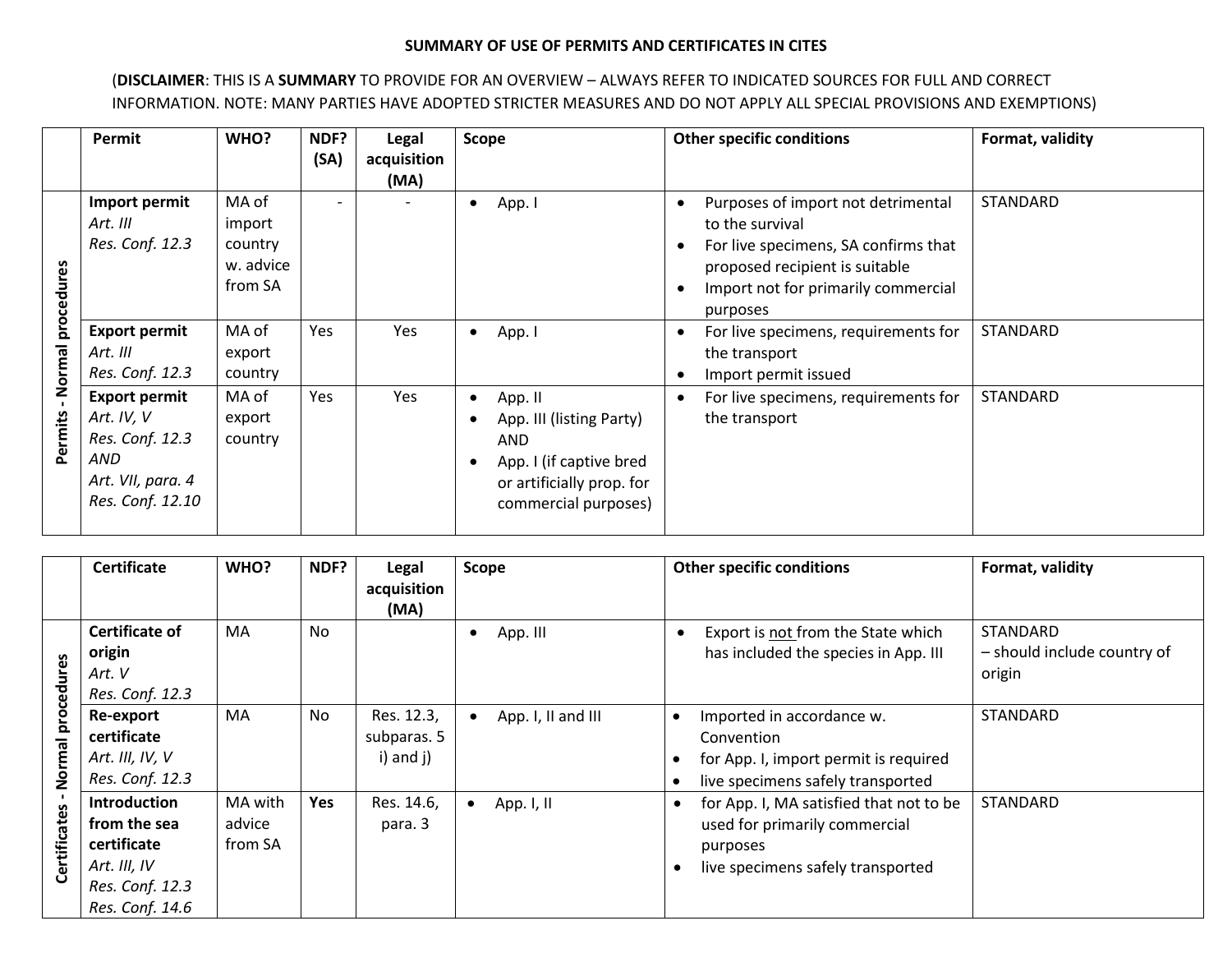**SUMMARY OF USE OF PERMITS AND CERTIFICATES IN CITES**

(**DISCLAIMER**: THIS IS A **SUMMARY** TO PROVIDE FOR AN OVERVIEW – ALWAYS REFER TO INDICATED SOURCES FOR FULL AND CORRECT INFORMATION. NOTE: MANY PARTIES HAVE ADOPTED STRICTER MEASURES AND DO NOT APPLY ALL SPECIAL PROVISIONS AND EXEMPTIONS)

| | Permit | WHO? | NDF? (SA) | Legal acquisition (MA) | Scope | Other specific conditions | Format, validity |
|---|---|---|---|---|---|---|---|
| Permits - Normal procedures | **Import permit** *Art. III* *Res. Conf. 12.3* | MA of import country w. advice from SA | - | - | • App. I | • Purposes of import not detrimental to the survival<br>• For live specimens, SA confirms that proposed recipient is suitable<br>• Import not for primarily commercial purposes | STANDARD |
| | **Export permit** *Art. III* *Res. Conf. 12.3* | MA of export country | Yes | Yes | • App. I | • For live specimens, requirements for the transport<br>• Import permit issued | STANDARD |
| | **Export permit** *Art. IV, V* *Res. Conf. 12.3* *AND* *Art. VII, para. 4* *Res. Conf. 12.10* | MA of export country | Yes | Yes | • App. II<br>• App. III (listing Party) AND<br>• App. I (if captive bred or artificially prop. for commercial purposes) | • For live specimens, requirements for the transport | STANDARD |

| | Certificate | WHO? | NDF? | Legal acquisition (MA) | Scope | Other specific conditions | Format, validity |
|---|---|---|---|---|---|---|---|
| Certificates - Normal procedures | **Certificate of origin** *Art. V* *Res. Conf. 12.3* | MA | No | | • App. III | • Export is not from the State which has included the species in App. III | STANDARD – should include country of origin |
| | **Re-export certificate** *Art. III, IV, V* *Res. Conf. 12.3* | MA | No | Res. 12.3, subparas. 5 i) and j) | • App. I, II and III | • Imported in accordance w. Convention<br>• for App. I, import permit is required<br>• live specimens safely transported | STANDARD |
| | **Introduction from the sea certificate** *Art. III, IV* *Res. Conf. 12.3* *Res. Conf. 14.6* | MA with advice from SA | **Yes** | Res. 14.6, para. 3 | • App. I, II | • for App. I, MA satisfied that not to be used for primarily commercial purposes<br>• live specimens safely transported | STANDARD |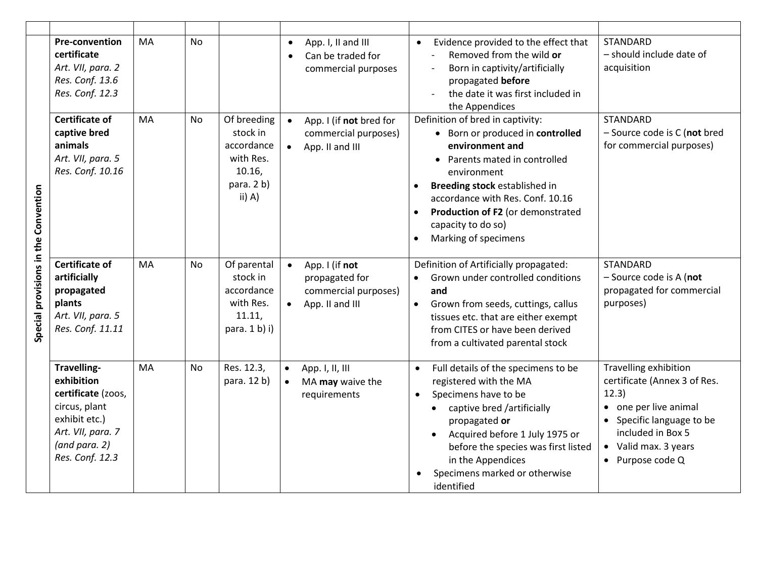| | | | | | | | |
|---|---|---|---|---|---|---|---|
| Special provisions in the Convention | **Pre-convention certificate** *Art. VII, para. 2* *Res. Conf. 13.6* *Res. Conf. 12.3* | MA | No | | • App. I, II and III<br>• Can be traded for commercial purposes | • Evidence provided to the effect that<br>- Removed from the wild **or**<br>- Born in captivity/artificially propagated **before**<br>- the date it was first included in the Appendices | STANDARD<br>– should include date of acquisition |
| | **Certificate of captive bred animals** *Art. VII, para. 5* *Res. Conf. 10.16* | MA | No | Of breeding stock in accordance with Res. 10.16, para. 2 b) ii) A) | • App. I (if **not** bred for commercial purposes)<br>• App. II and III | Definition of bred in captivity:<br>• Born or produced in **controlled environment and**<br>• Parents mated in controlled environment<br>• **Breeding stock** established in accordance with Res. Conf. 10.16<br>• **Production of F2** (or demonstrated capacity to do so)<br>• Marking of specimens | STANDARD<br>– Source code is C (**not** bred for commercial purposes) |
| | **Certificate of artificially propagated plants** *Art. VII, para. 5* *Res. Conf. 11.11* | MA | No | Of parental stock in accordance with Res. 11.11, para. 1 b) i) | • App. I (if **not** propagated for commercial purposes)<br>• App. II and III | Definition of Artificially propagated:<br>• Grown under controlled conditions **and**<br>• Grown from seeds, cuttings, callus tissues etc. that are either exempt from CITES or have been derived from a cultivated parental stock | STANDARD<br>– Source code is A (**not** propagated for commercial purposes) |
| | **Travelling-exhibition certificate** (zoos, circus, plant exhibit etc.) *Art. VII, para. 7 (and para. 2)* *Res. Conf. 12.3* | MA | No | Res. 12.3, para. 12 b) | • App. I, II, III<br>• MA **may** waive the requirements | • Full details of the specimens to be registered with the MA<br>• Specimens have to be<br>  • captive bred /artificially propagated **or**<br>  • Acquired before 1 July 1975 or before the species was first listed in the Appendices<br>• Specimens marked or otherwise identified | Travelling exhibition certificate (Annex 3 of Res. 12.3)<br>• one per live animal<br>• Specific language to be included in Box 5<br>• Valid max. 3 years<br>• Purpose code Q |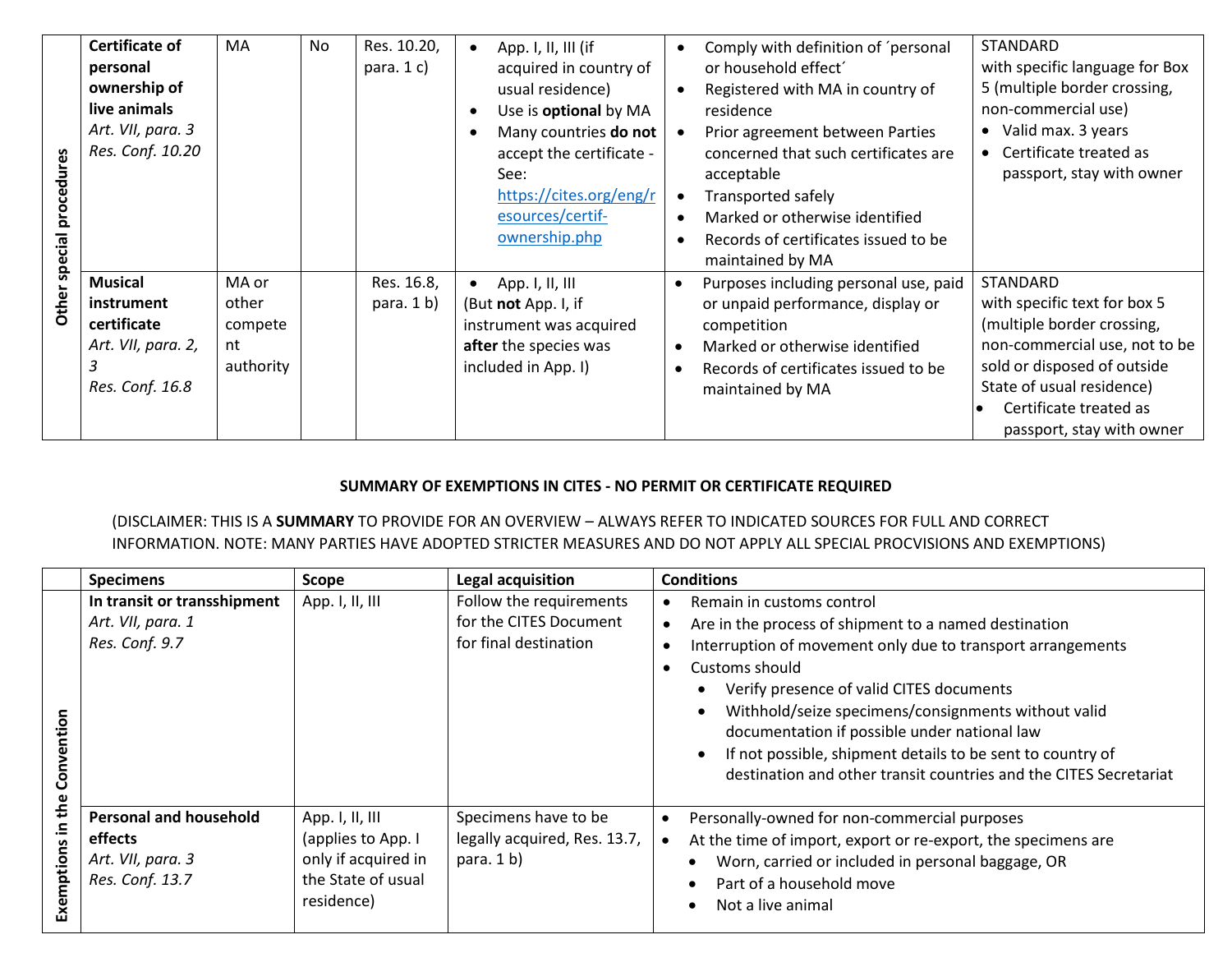| | | | | | | | |
|---|---|---|---|---|---|---|---|
| Other special procedures | **Certificate of personal ownership of live animals**<br>*Art. VII, para. 3*<br>*Res. Conf. 10.20* | MA | No | Res. 10.20, para. 1 c) | • App. I, II, III (if acquired in country of usual residence)<br>• Use is **optional** by MA<br>• Many countries **do not** accept the certificate - See: [https://cites.org/eng/resources/certif-ownership.php](https://cites.org/eng/resources/certif-ownership.php) | • Comply with definition of ´personal or household effect´<br>• Registered with MA in country of residence<br>• Prior agreement between Parties concerned that such certificates are acceptable<br>• Transported safely<br>• Marked or otherwise identified<br>• Records of certificates issued to be maintained by MA | STANDARD with specific language for Box 5 (multiple border crossing, non-commercial use)<br>• Valid max. 3 years<br>• Certificate treated as passport, stay with owner |
| | **Musical instrument certificate**<br>*Art. VII, para. 2, 3*<br>*Res. Conf. 16.8* | MA or other competent authority | | Res. 16.8, para. 1 b) | • App. I, II, III<br>(But **not** App. I, if instrument was acquired **after** the species was included in App. I) | • Purposes including personal use, paid or unpaid performance, display or competition<br>• Marked or otherwise identified<br>• Records of certificates issued to be maintained by MA | STANDARD with specific text for box 5 (multiple border crossing, non-commercial use, not to be sold or disposed of outside State of usual residence)<br>• Certificate treated as passport, stay with owner |

**SUMMARY OF EXEMPTIONS IN CITES - NO PERMIT OR CERTIFICATE REQUIRED**

(DISCLAIMER: THIS IS A **SUMMARY** TO PROVIDE FOR AN OVERVIEW – ALWAYS REFER TO INDICATED SOURCES FOR FULL AND CORRECT INFORMATION. NOTE: MANY PARTIES HAVE ADOPTED STRICTER MEASURES AND DO NOT APPLY ALL SPECIAL PROCVISIONS AND EXEMPTIONS)

| | Specimens | Scope | Legal acquisition | Conditions |
|---|---|---|---|---|
| Exemptions in the Convention | **In transit or transshipment**<br>*Art. VII, para. 1*<br>*Res. Conf. 9.7* | App. I, II, III | Follow the requirements for the CITES Document for final destination | • Remain in customs control<br>• Are in the process of shipment to a named destination<br>• Interruption of movement only due to transport arrangements<br>• Customs should<br>&nbsp;&nbsp;• Verify presence of valid CITES documents<br>&nbsp;&nbsp;• Withhold/seize specimens/consignments without valid documentation if possible under national law<br>&nbsp;&nbsp;• If not possible, shipment details to be sent to country of destination and other transit countries and the CITES Secretariat |
| | **Personal and household effects**<br>*Art. VII, para. 3*<br>*Res. Conf. 13.7* | App. I, II, III (applies to App. I only if acquired in the State of usual residence) | Specimens have to be legally acquired, Res. 13.7, para. 1 b) | • Personally-owned for non-commercial purposes<br>• At the time of import, export or re-export, the specimens are<br>&nbsp;&nbsp;• Worn, carried or included in personal baggage, OR<br>&nbsp;&nbsp;• Part of a household move<br>&nbsp;&nbsp;• Not a live animal |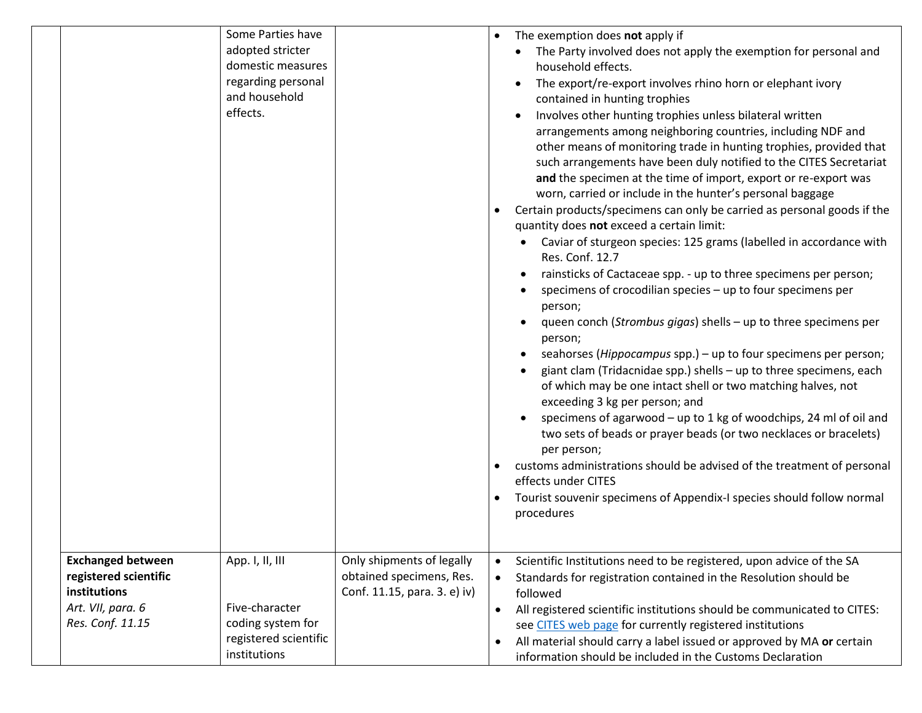| | | | | |
|---|---|---|---|---|
| | | Some Parties have adopted stricter domestic measures regarding personal and household effects. | | • The exemption does **not** apply if<br>  • The Party involved does not apply the exemption for personal and household effects.<br>  • The export/re-export involves rhino horn or elephant ivory contained in hunting trophies<br>  • Involves other hunting trophies unless bilateral written arrangements among neighboring countries, including NDF and other means of monitoring trade in hunting trophies, provided that such arrangements have been duly notified to the CITES Secretariat **and** the specimen at the time of import, export or re-export was worn, carried or include in the hunter's personal baggage<br>• Certain products/specimens can only be carried as personal goods if the quantity does **not** exceed a certain limit:<br>  • Caviar of sturgeon species: 125 grams (labelled in accordance with Res. Conf. 12.7<br>  • rainsticks of Cactaceae spp. - up to three specimens per person;<br>  • specimens of crocodilian species – up to four specimens per person;<br>  • queen conch (*Strombus gigas*) shells – up to three specimens per person;<br>  • seahorses (*Hippocampus* spp.) – up to four specimens per person;<br>  • giant clam (Tridacnidae spp.) shells – up to three specimens, each of which may be one intact shell or two matching halves, not exceeding 3 kg per person; and<br>  • specimens of agarwood – up to 1 kg of woodchips, 24 ml of oil and two sets of beads or prayer beads (or two necklaces or bracelets) per person;<br>• customs administrations should be advised of the treatment of personal effects under CITES<br>• Tourist souvenir specimens of Appendix-I species should follow normal procedures |
| | **Exchanged between registered scientific institutions**<br>*Art. VII, para. 6*<br>*Res. Conf. 11.15* | App. I, II, III<br><br>Five-character coding system for registered scientific institutions | Only shipments of legally obtained specimens, Res. Conf. 11.15, para. 3. e) iv) | • Scientific Institutions need to be registered, upon advice of the SA<br>• Standards for registration contained in the Resolution should be followed<br>• All registered scientific institutions should be communicated to CITES: see [CITES web page] for currently registered institutions<br>• All material should carry a label issued or approved by MA **or** certain information should be included in the Customs Declaration |